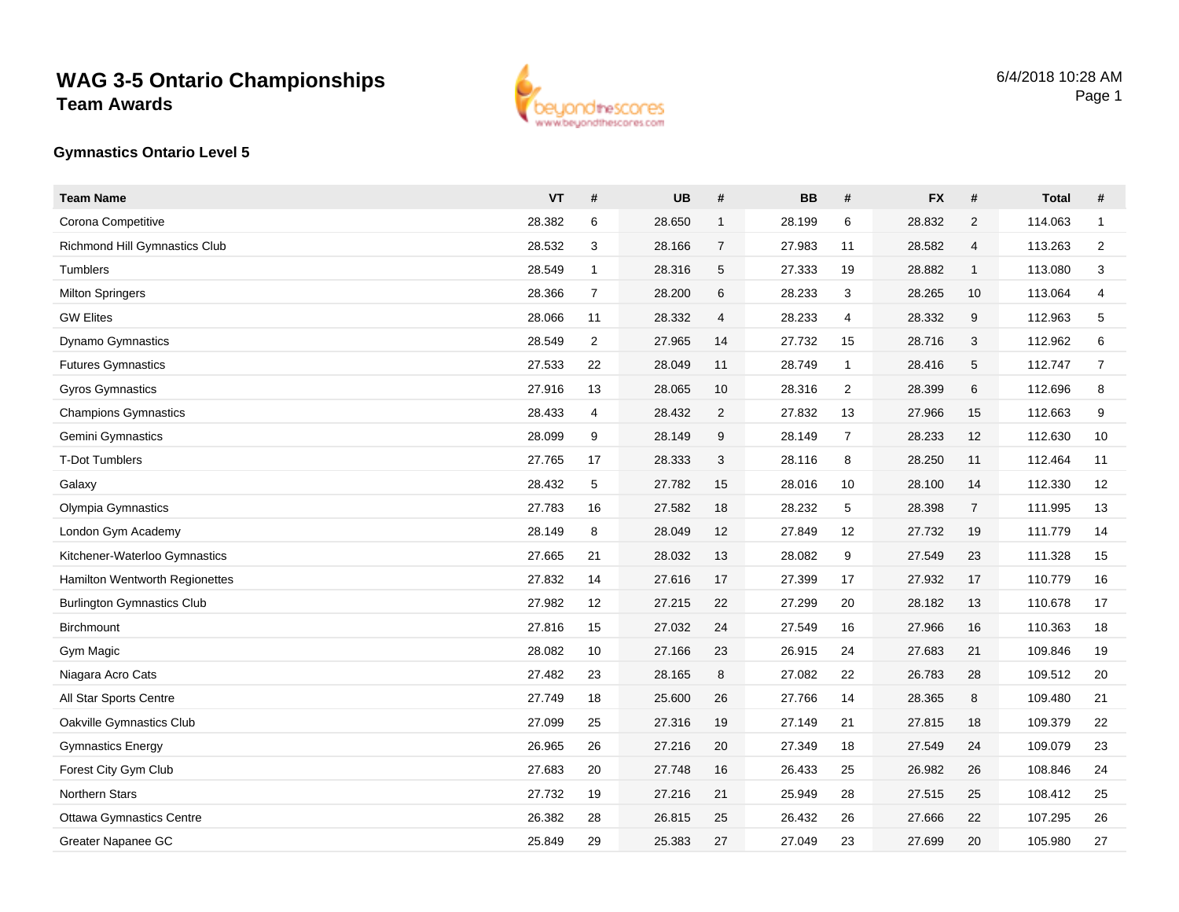# WAG 3-5 Ontario Championships

## Team Awards

6/4/2018 10:28 AM

### Gymnastics Ontario Level 5

| Team Name | VT | # | UB | # | BB | # | FX | # | Total | # |
|---|---|---|---|---|---|---|---|---|---|---|
| Corona Competitive | 28.382 | 6 | 28.650 | 1 | 28.199 | 6 | 28.832 | 2 | 114.063 | 1 |
| Richmond Hill Gymnastics Club | 28.532 | 3 | 28.166 | 7 | 27.983 | 11 | 28.582 | 4 | 113.263 | 2 |
| Tumblers | 28.549 | 1 | 28.316 | 5 | 27.333 | 19 | 28.882 | 1 | 113.080 | 3 |
| Milton Springers | 28.366 | 7 | 28.200 | 6 | 28.233 | 3 | 28.265 | 10 | 113.064 | 4 |
| GW Elites | 28.066 | 11 | 28.332 | 4 | 28.233 | 4 | 28.332 | 9 | 112.963 | 5 |
| Dynamo Gymnastics | 28.549 | 2 | 27.965 | 14 | 27.732 | 15 | 28.716 | 3 | 112.962 | 6 |
| Futures Gymnastics | 27.533 | 22 | 28.049 | 11 | 28.749 | 1 | 28.416 | 5 | 112.747 | 7 |
| Gyros Gymnastics | 27.916 | 13 | 28.065 | 10 | 28.316 | 2 | 28.399 | 6 | 112.696 | 8 |
| Champions Gymnastics | 28.433 | 4 | 28.432 | 2 | 27.832 | 13 | 27.966 | 15 | 112.663 | 9 |
| Gemini Gymnastics | 28.099 | 9 | 28.149 | 9 | 28.149 | 7 | 28.233 | 12 | 112.630 | 10 |
| T-Dot Tumblers | 27.765 | 17 | 28.333 | 3 | 28.116 | 8 | 28.250 | 11 | 112.464 | 11 |
| Galaxy | 28.432 | 5 | 27.782 | 15 | 28.016 | 10 | 28.100 | 14 | 112.330 | 12 |
| Olympia Gymnastics | 27.783 | 16 | 27.582 | 18 | 28.232 | 5 | 28.398 | 7 | 111.995 | 13 |
| London Gym Academy | 28.149 | 8 | 28.049 | 12 | 27.849 | 12 | 27.732 | 19 | 111.779 | 14 |
| Kitchener-Waterloo Gymnastics | 27.665 | 21 | 28.032 | 13 | 28.082 | 9 | 27.549 | 23 | 111.328 | 15 |
| Hamilton Wentworth Regionettes | 27.832 | 14 | 27.616 | 17 | 27.399 | 17 | 27.932 | 17 | 110.779 | 16 |
| Burlington Gymnastics Club | 27.982 | 12 | 27.215 | 22 | 27.299 | 20 | 28.182 | 13 | 110.678 | 17 |
| Birchmount | 27.816 | 15 | 27.032 | 24 | 27.549 | 16 | 27.966 | 16 | 110.363 | 18 |
| Gym Magic | 28.082 | 10 | 27.166 | 23 | 26.915 | 24 | 27.683 | 21 | 109.846 | 19 |
| Niagara Acro Cats | 27.482 | 23 | 28.165 | 8 | 27.082 | 22 | 26.783 | 28 | 109.512 | 20 |
| All Star Sports Centre | 27.749 | 18 | 25.600 | 26 | 27.766 | 14 | 28.365 | 8 | 109.480 | 21 |
| Oakville Gymnastics Club | 27.099 | 25 | 27.316 | 19 | 27.149 | 21 | 27.815 | 18 | 109.379 | 22 |
| Gymnastics Energy | 26.965 | 26 | 27.216 | 20 | 27.349 | 18 | 27.549 | 24 | 109.079 | 23 |
| Forest City Gym Club | 27.683 | 20 | 27.748 | 16 | 26.433 | 25 | 26.982 | 26 | 108.846 | 24 |
| Northern Stars | 27.732 | 19 | 27.216 | 21 | 25.949 | 28 | 27.515 | 25 | 108.412 | 25 |
| Ottawa Gymnastics Centre | 26.382 | 28 | 26.815 | 25 | 26.432 | 26 | 27.666 | 22 | 107.295 | 26 |
| Greater Napanee GC | 25.849 | 29 | 25.383 | 27 | 27.049 | 23 | 27.699 | 20 | 105.980 | 27 |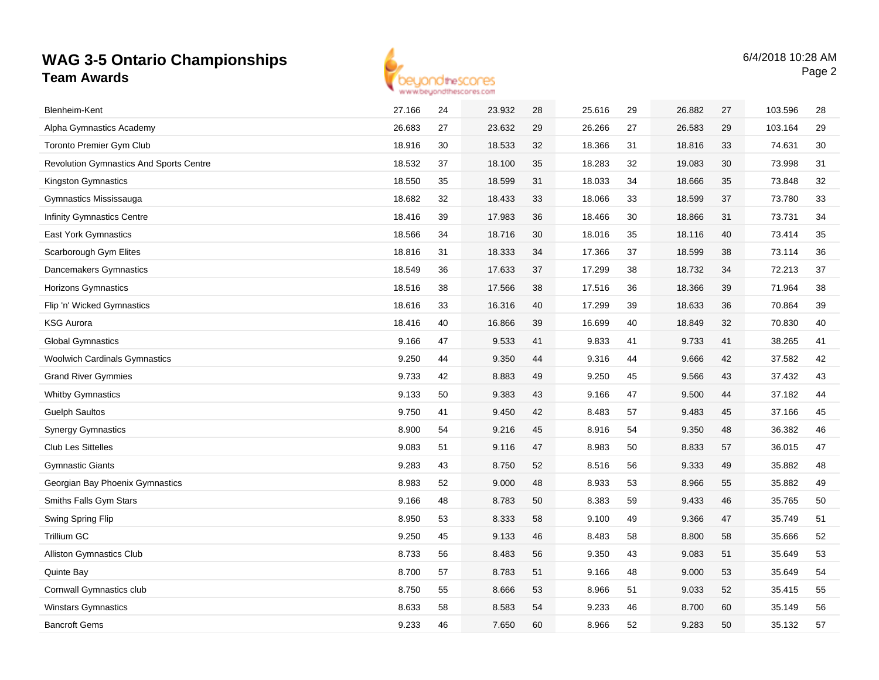# WAG 3-5 Ontario Championships

## Team Awards

6/4/2018 10:28 AM

| Team | | | | | | | | | | |
|---|---|---|---|---|---|---|---|---|---|---|
| Blenheim-Kent | 27.166 | 24 | 23.932 | 28 | 25.616 | 29 | 26.882 | 27 | 103.596 | 28 |
| Alpha Gymnastics Academy | 26.683 | 27 | 23.632 | 29 | 26.266 | 27 | 26.583 | 29 | 103.164 | 29 |
| Toronto Premier Gym Club | 18.916 | 30 | 18.533 | 32 | 18.366 | 31 | 18.816 | 33 | 74.631 | 30 |
| Revolution Gymnastics And Sports Centre | 18.532 | 37 | 18.100 | 35 | 18.283 | 32 | 19.083 | 30 | 73.998 | 31 |
| Kingston Gymnastics | 18.550 | 35 | 18.599 | 31 | 18.033 | 34 | 18.666 | 35 | 73.848 | 32 |
| Gymnastics Mississauga | 18.682 | 32 | 18.433 | 33 | 18.066 | 33 | 18.599 | 37 | 73.780 | 33 |
| Infinity Gymnastics Centre | 18.416 | 39 | 17.983 | 36 | 18.466 | 30 | 18.866 | 31 | 73.731 | 34 |
| East York Gymnastics | 18.566 | 34 | 18.716 | 30 | 18.016 | 35 | 18.116 | 40 | 73.414 | 35 |
| Scarborough Gym Elites | 18.816 | 31 | 18.333 | 34 | 17.366 | 37 | 18.599 | 38 | 73.114 | 36 |
| Dancemakers Gymnastics | 18.549 | 36 | 17.633 | 37 | 17.299 | 38 | 18.732 | 34 | 72.213 | 37 |
| Horizons Gymnastics | 18.516 | 38 | 17.566 | 38 | 17.516 | 36 | 18.366 | 39 | 71.964 | 38 |
| Flip 'n' Wicked Gymnastics | 18.616 | 33 | 16.316 | 40 | 17.299 | 39 | 18.633 | 36 | 70.864 | 39 |
| KSG Aurora | 18.416 | 40 | 16.866 | 39 | 16.699 | 40 | 18.849 | 32 | 70.830 | 40 |
| Global Gymnastics | 9.166 | 47 | 9.533 | 41 | 9.833 | 41 | 9.733 | 41 | 38.265 | 41 |
| Woolwich Cardinals Gymnastics | 9.250 | 44 | 9.350 | 44 | 9.316 | 44 | 9.666 | 42 | 37.582 | 42 |
| Grand River Gymmies | 9.733 | 42 | 8.883 | 49 | 9.250 | 45 | 9.566 | 43 | 37.432 | 43 |
| Whitby Gymnastics | 9.133 | 50 | 9.383 | 43 | 9.166 | 47 | 9.500 | 44 | 37.182 | 44 |
| Guelph Saultos | 9.750 | 41 | 9.450 | 42 | 8.483 | 57 | 9.483 | 45 | 37.166 | 45 |
| Synergy Gymnastics | 8.900 | 54 | 9.216 | 45 | 8.916 | 54 | 9.350 | 48 | 36.382 | 46 |
| Club Les Sittelles | 9.083 | 51 | 9.116 | 47 | 8.983 | 50 | 8.833 | 57 | 36.015 | 47 |
| Gymnastic Giants | 9.283 | 43 | 8.750 | 52 | 8.516 | 56 | 9.333 | 49 | 35.882 | 48 |
| Georgian Bay Phoenix Gymnastics | 8.983 | 52 | 9.000 | 48 | 8.933 | 53 | 8.966 | 55 | 35.882 | 49 |
| Smiths Falls Gym Stars | 9.166 | 48 | 8.783 | 50 | 8.383 | 59 | 9.433 | 46 | 35.765 | 50 |
| Swing Spring Flip | 8.950 | 53 | 8.333 | 58 | 9.100 | 49 | 9.366 | 47 | 35.749 | 51 |
| Trillium GC | 9.250 | 45 | 9.133 | 46 | 8.483 | 58 | 8.800 | 58 | 35.666 | 52 |
| Alliston Gymnastics Club | 8.733 | 56 | 8.483 | 56 | 9.350 | 43 | 9.083 | 51 | 35.649 | 53 |
| Quinte Bay | 8.700 | 57 | 8.783 | 51 | 9.166 | 48 | 9.000 | 53 | 35.649 | 54 |
| Cornwall Gymnastics club | 8.750 | 55 | 8.666 | 53 | 8.966 | 51 | 9.033 | 52 | 35.415 | 55 |
| Winstars Gymnastics | 8.633 | 58 | 8.583 | 54 | 9.233 | 46 | 8.700 | 60 | 35.149 | 56 |
| Bancroft Gems | 9.233 | 46 | 7.650 | 60 | 8.966 | 52 | 9.283 | 50 | 35.132 | 57 |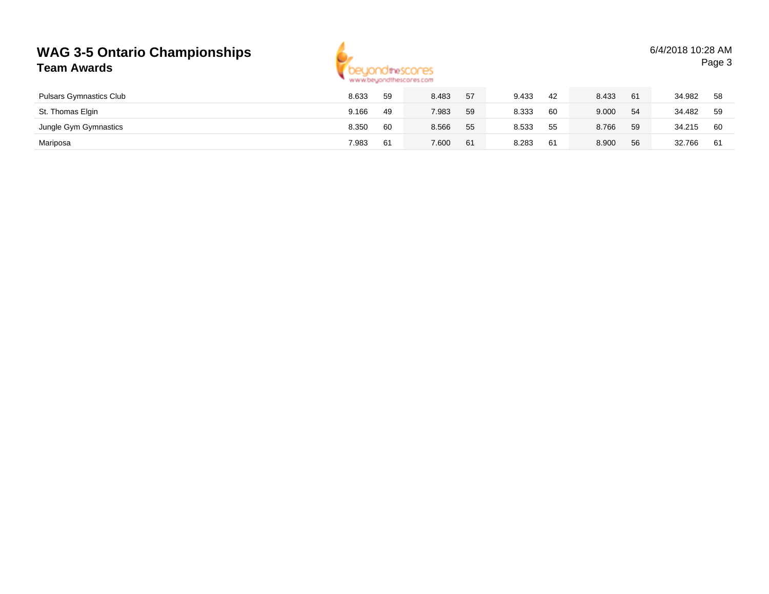# WAG 3-5 Ontario Championships

## Team Awards

6/4/2018 10:28 AM

| | | | | | | | | | | |
|---|---|---|---|---|---|---|---|---|---|---|
| Pulsars Gymnastics Club | 8.633 | 59 | 8.483 | 57 | 9.433 | 42 | 8.433 | 61 | 34.982 | 58 |
| St. Thomas Elgin | 9.166 | 49 | 7.983 | 59 | 8.333 | 60 | 9.000 | 54 | 34.482 | 59 |
| Jungle Gym Gymnastics | 8.350 | 60 | 8.566 | 55 | 8.533 | 55 | 8.766 | 59 | 34.215 | 60 |
| Mariposa | 7.983 | 61 | 7.600 | 61 | 8.283 | 61 | 8.900 | 56 | 32.766 | 61 |